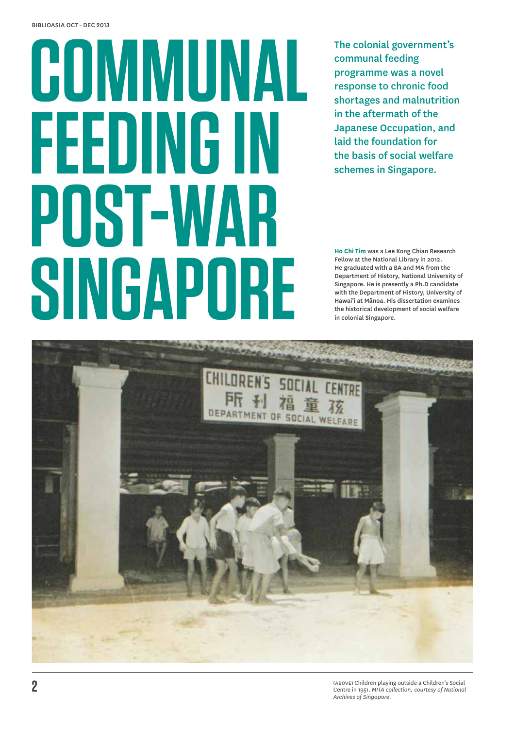# COMMUNAL FEEDING IN POST-WAR SINGAPORE

**The colonial government's communal feeding programme was a novel response to chronic food shortages and malnutrition in the aftermath of the Japanese Occupation, and laid the foundation for the basis of social welfare schemes in Singapore.**

**Ho Chi Tim** was a Lee Kong Chian Research Fellow at the National Library in 2012. He graduated with a BA and MA from the Department of History, National University of Singapore. He is presently a Ph.D candidate with the Department of History, University of Hawai'i at Mānoa. His dissertation examines the historical development of social welfare in colonial Singapore.

(ABOVE) Children playing outside a Children's Social Centre in 1951. *MITA collection, courtesy of National Archives of Singapore.*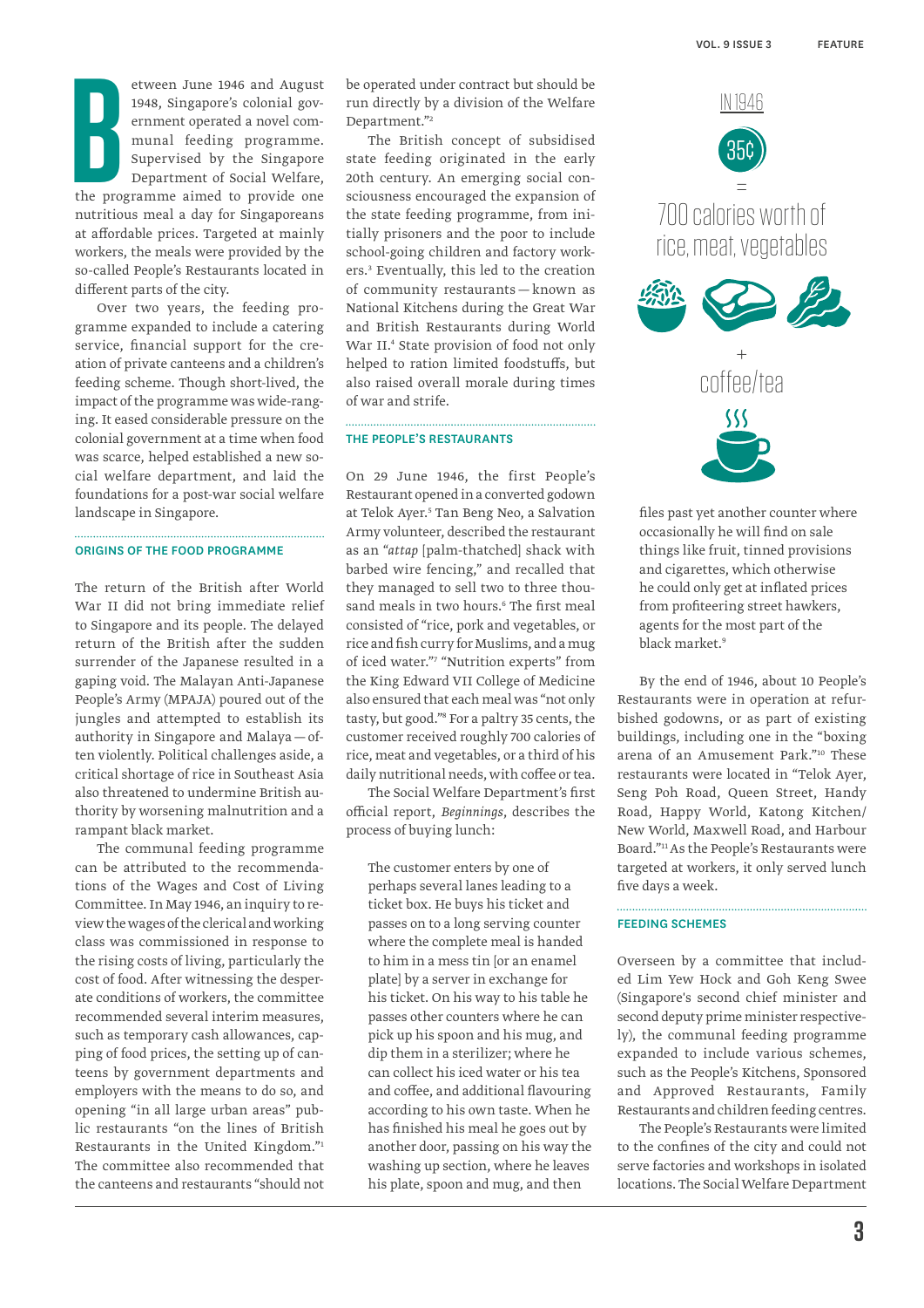Between June 1946 and August 1948, Singapore's colonial government operated a novel communal feeding programme. Supervised by the Singapore Department of Social Welfare, the programme aimed to provide one nutritious meal a day for Singaporeans at affordable prices. Targeted at mainly workers, the meals were provided by the so-called People's Restaurants located in different parts of the city.

Over two years, the feeding programme expanded to include a catering service, financial support for the creation of private canteens and a children's feeding scheme. Though short-lived, the impact of the programme was wide-ranging. It eased considerable pressure on the colonial government at a time when food was scarce, helped established a new social welfare department, and laid the foundations for a post-war social welfare landscape in Singapore.

## ORIGINS OF THE FOOD PROGRAMME

The return of the British after World War II did not bring immediate relief to Singapore and its people. The delayed return of the British after the sudden surrender of the Japanese resulted in a gaping void. The Malayan Anti-Japanese People's Army (MPAJA) poured out of the jungles and attempted to establish its authority in Singapore and Malaya — often violently. Political challenges aside, a critical shortage of rice in Southeast Asia also threatened to undermine British authority by worsening malnutrition and a rampant black market.

The communal feeding programme can be attributed to the recommendations of the Wages and Cost of Living Committee. In May 1946, an inquiry to review the wages of the clerical and working class was commissioned in response to the rising costs of living, particularly the cost of food. After witnessing the desperate conditions of workers, the committee recommended several interim measures, such as temporary cash allowances, capping of food prices, the setting up of canteens by government departments and employers with the means to do so, and opening "in all large urban areas" public restaurants "on the lines of British Restaurants in the United Kingdom."[1] The committee also recommended that the canteens and restaurants "should not be operated under contract but should be run directly by a division of the Welfare Department."[2]

The British concept of subsidised state feeding originated in the early 20th century. An emerging social consciousness encouraged the expansion of the state feeding programme, from initially prisoners and the poor to include school-going children and factory workers.[3] Eventually, this led to the creation of community restaurants — known as National Kitchens during the Great War and British Restaurants during World War II.[4] State provision of food not only helped to ration limited foodstuffs, but also raised overall morale during times of war and strife.

## THE PEOPLE'S RESTAURANTS

On 29 June 1946, the first People's Restaurant opened in a converted godown at Telok Ayer.[5] Tan Beng Neo, a Salvation Army volunteer, described the restaurant as an "*attap* [palm-thatched] shack with barbed wire fencing," and recalled that they managed to sell two to three thousand meals in two hours.[6] The first meal consisted of "rice, pork and vegetables, or rice and fish curry for Muslims, and a mug of iced water."[7] "Nutrition experts" from the King Edward VII College of Medicine also ensured that each meal was "not only tasty, but good."[8] For a paltry 35 cents, the customer received roughly 700 calories of rice, meat and vegetables, or a third of his daily nutritional needs, with coffee or tea.

The Social Welfare Department's first official report, *Beginnings*, describes the process of buying lunch:

> The customer enters by one of perhaps several lanes leading to a ticket box. He buys his ticket and passes on to a long serving counter where the complete meal is handed to him in a mess tin [or an enamel plate] by a server in exchange for his ticket. On his way to his table he passes other counters where he can pick up his spoon and his mug, and dip them in a sterilizer; where he can collect his iced water or his tea and coffee, and additional flavouring according to his own taste. When he has finished his meal he goes out by another door, passing on his way the washing up section, where he leaves his plate, spoon and mug, and then files past yet another counter where occasionally he will find on sale things like fruit, tinned provisions and cigarettes, which otherwise he could only get at inflated prices from profiteering street hawkers, agents for the most part of the black market.[9]

IN 1946

35¢ = 700 calories worth of rice, meat, vegetables + coffee/tea

By the end of 1946, about 10 People's Restaurants were in operation at refurbished godowns, or as part of existing buildings, including one in the "boxing arena of an Amusement Park."[10] These restaurants were located in "Telok Ayer, Seng Poh Road, Queen Street, Handy Road, Happy World, Katong Kitchen/New World, Maxwell Road, and Harbour Board."[11] As the People's Restaurants were targeted at workers, it only served lunch five days a week.

## FEEDING SCHEMES

Overseen by a committee that included Lim Yew Hock and Goh Keng Swee (Singapore's second chief minister and second deputy prime minister respectively), the communal feeding programme expanded to include various schemes, such as the People's Kitchens, Sponsored and Approved Restaurants, Family Restaurants and children feeding centres.

The People's Restaurants were limited to the confines of the city and could not serve factories and workshops in isolated locations. The Social Welfare Department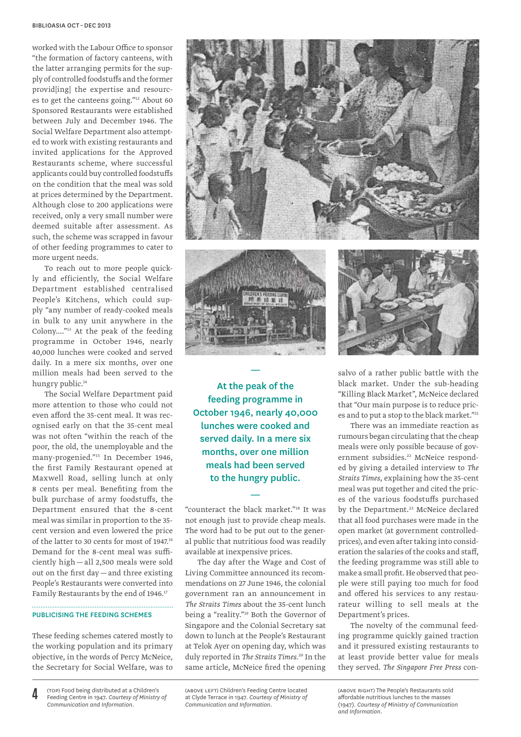worked with the Labour Office to sponsor "the formation of factory canteens, with the latter arranging permits for the supply of controlled foodstuffs and the former provid[ing] the expertise and resources to get the canteens going."[12] About 60 Sponsored Restaurants were established between July and December 1946. The Social Welfare Department also attempted to work with existing restaurants and invited applications for the Approved Restaurants scheme, where successful applicants could buy controlled foodstuffs on the condition that the meal was sold at prices determined by the Department. Although close to 200 applications were received, only a very small number were deemed suitable after assessment. As such, the scheme was scrapped in favour of other feeding programmes to cater to more urgent needs.

To reach out to more people quickly and efficiently, the Social Welfare Department established centralised People's Kitchens, which could supply "any number of ready-cooked meals in bulk to any unit anywhere in the Colony...."[13] At the peak of the feeding programme in October 1946, nearly 40,000 lunches were cooked and served daily. In a mere six months, over one million meals had been served to the hungry public.[14]

The Social Welfare Department paid more attention to those who could not even afford the 35-cent meal. It was recognised early on that the 35-cent meal was not often "within the reach of the poor, the old, the unemployable and the many-progenied."[15] In December 1946, the first Family Restaurant opened at Maxwell Road, selling lunch at only 8 cents per meal. Benefiting from the bulk purchase of army foodstuffs, the Department ensured that the 8-cent meal was similar in proportion to the 35-cent version and even lowered the price of the latter to 30 cents for most of 1947.[16] Demand for the 8-cent meal was sufficiently high — all 2,500 meals were sold out on the first day — and three existing People's Restaurants were converted into Family Restaurants by the end of 1946.[17]

## PUBLICISING THE FEEDING SCHEMES

These feeding schemes catered mostly to the working population and its primary objective, in the words of Percy McNeice, the Secretary for Social Welfare, was to "counteract the black market."[18] It was not enough just to provide cheap meals. The word had to be put out to the general public that nutritious food was readily available at inexpensive prices.

> **At the peak of the feeding programme in October 1946, nearly 40,000 lunches were cooked and served daily. In a mere six months, over one million meals had been served to the hungry public.**

The day after the Wage and Cost of Living Committee announced its recommendations on 27 June 1946, the colonial government ran an announcement in *The Straits Times* about the 35-cent lunch being a "reality."[19] Both the Governor of Singapore and the Colonial Secretary sat down to lunch at the People's Restaurant at Telok Ayer on opening day, which was duly reported in *The Straits Times*.[20] In the same article, McNeice fired the opening salvo of a rather public battle with the black market. Under the sub-heading "Killing Black Market", McNeice declared that "Our main purpose is to reduce prices and to put a stop to the black market."[21]

There was an immediate reaction as rumours began circulating that the cheap meals were only possible because of government subsidies.[22] McNeice responded by giving a detailed interview to *The Straits Times*, explaining how the 35-cent meal was put together and cited the prices of the various foodstuffs purchased by the Department.[23] McNeice declared that all food purchases were made in the open market (at government controlled-prices), and even after taking into consideration the salaries of the cooks and staff, the feeding programme was still able to make a small profit. He observed that people were still paying too much for food and offered his services to any restaurateur willing to sell meals at the Department's prices.

The novelty of the communal feeding programme quickly gained traction and it pressured existing restaurants to at least provide better value for meals they served. *The Singapore Free Press* con-

(TOP) Food being distributed at a Children's Feeding Centre in 1947. *Courtesy of Ministry of Communication and Information.*

(ABOVE LEFT) Children's Feeding Centre located at Clyde Terrace in 1947. *Courtesy of Ministry of Communication and Information.*

(ABOVE RIGHT) The People's Restaurants sold affordable nutritious lunches to the masses (1947). *Courtesy of Ministry of Communication and Information.*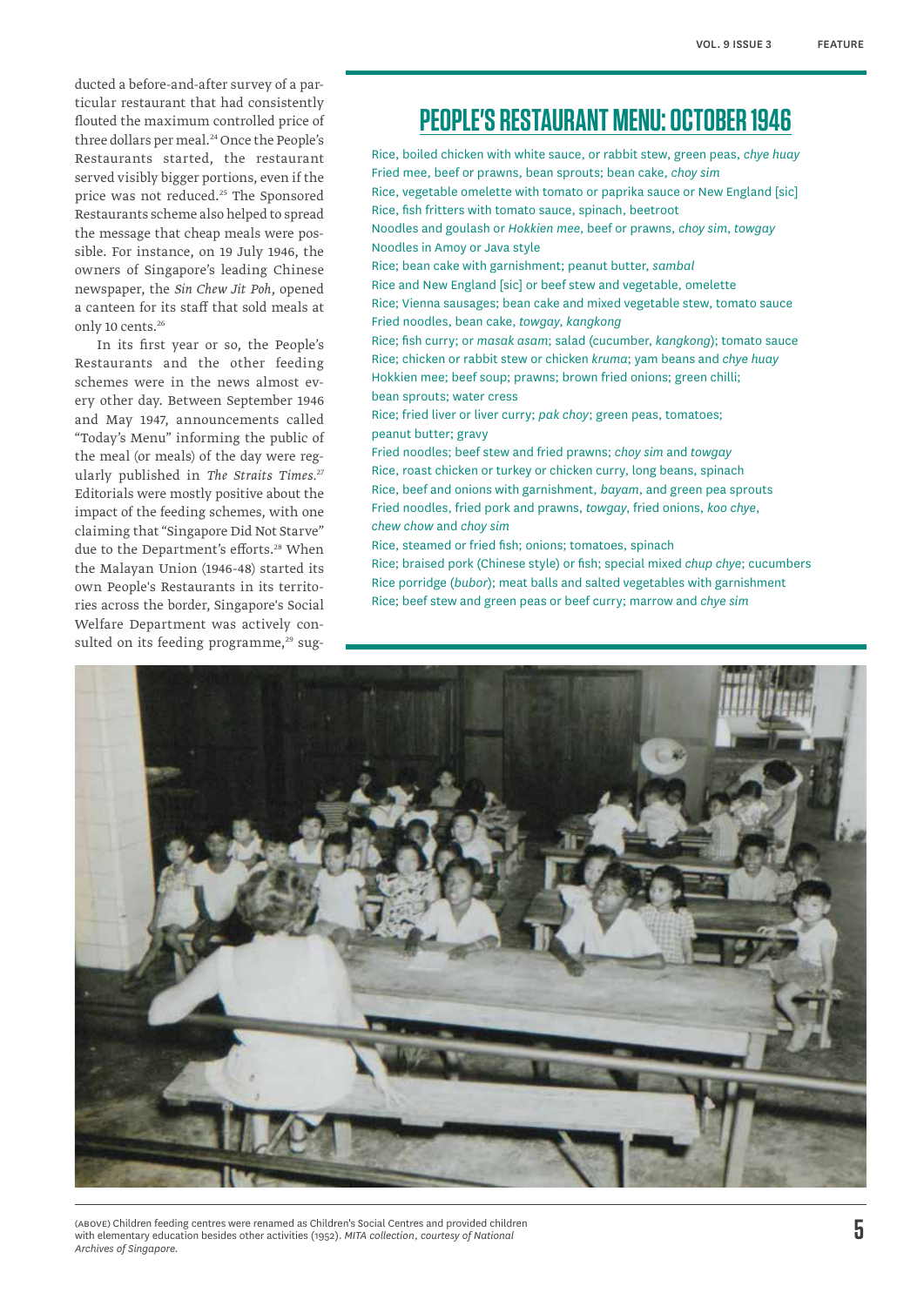ducted a before-and-after survey of a particular restaurant that had consistently flouted the maximum controlled price of three dollars per meal.[24] Once the People's Restaurants started, the restaurant served visibly bigger portions, even if the price was not reduced.[25] The Sponsored Restaurants scheme also helped to spread the message that cheap meals were possible. For instance, on 19 July 1946, the owners of Singapore's leading Chinese newspaper, the *Sin Chew Jit Poh*, opened a canteen for its staff that sold meals at only 10 cents.[26]

In its first year or so, the People's Restaurants and the other feeding schemes were in the news almost every other day. Between September 1946 and May 1947, announcements called "Today's Menu" informing the public of the meal (or meals) of the day were regularly published in *The Straits Times*.[27] Editorials were mostly positive about the impact of the feeding schemes, with one claiming that "Singapore Did Not Starve" due to the Department's efforts.[28] When the Malayan Union (1946-48) started its own People's Restaurants in its territories across the border, Singapore's Social Welfare Department was actively consulted on its feeding programme,[29] sug-

## PEOPLE'S RESTAURANT MENU: OCTOBER 1946

Rice, boiled chicken with white sauce, or rabbit stew, green peas, *chye huay*
Fried mee, beef or prawns, bean sprouts; bean cake, *choy sim*
Rice, vegetable omelette with tomato or paprika sauce or New England [sic]
Rice, fish fritters with tomato sauce, spinach, beetroot
Noodles and goulash or *Hokkien mee*, beef or prawns, *choy sim*, *towgay*
Noodles in Amoy or Java style
Rice; bean cake with garnishment; peanut butter, *sambal*
Rice and New England [sic] or beef stew and vegetable, omelette
Rice; Vienna sausages; bean cake and mixed vegetable stew, tomato sauce
Fried noodles, bean cake, *towgay*, *kangkong*
Rice; fish curry; or *masak asam*; salad (cucumber, *kangkong*); tomato sauce
Rice; chicken or rabbit stew or chicken *kruma*; yam beans and *chye huay*
Hokkien mee; beef soup; prawns; brown fried onions; green chilli; bean sprouts; water cress
Rice; fried liver or liver curry; *pak choy*; green peas, tomatoes; peanut butter; gravy
Fried noodles; beef stew and fried prawns; *choy sim* and *towgay*
Rice, roast chicken or turkey or chicken curry, long beans, spinach
Rice, beef and onions with garnishment, *bayam*, and green pea sprouts
Fried noodles, fried pork and prawns, *towgay*, fried onions, *koo chye*, *chew chow* and *choy sim*
Rice, steamed or fried fish; onions; tomatoes, spinach
Rice; braised pork (Chinese style) or fish; special mixed *chup chye*; cucumbers
Rice porridge (*bubor*); meat balls and salted vegetables with garnishment
Rice; beef stew and green peas or beef curry; marrow and *chye sim*

(ABOVE) Children feeding centres were renamed as Children's Social Centres and provided children with elementary education besides other activities (1952). *MITA collection, courtesy of National Archives of Singapore.*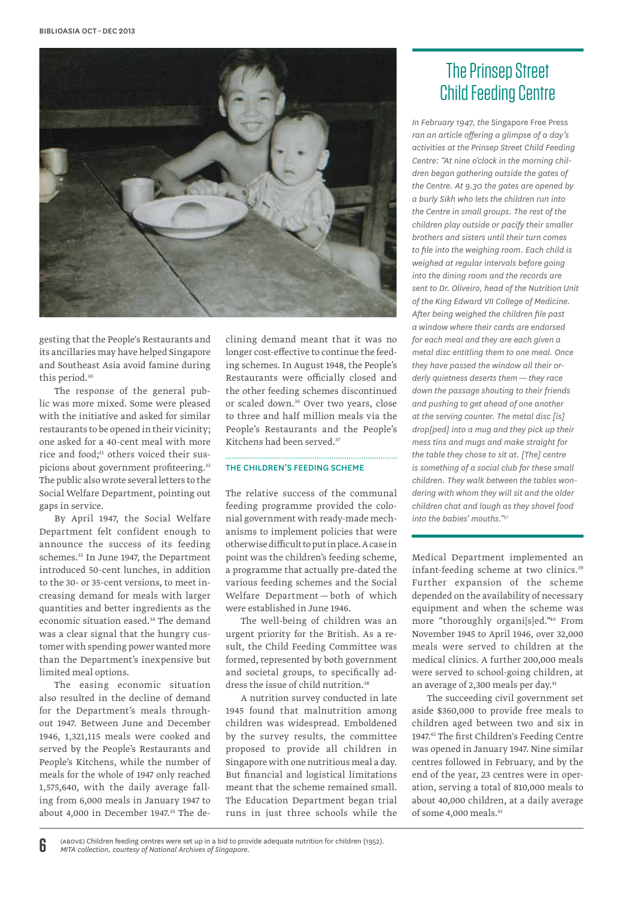gesting that the People's Restaurants and its ancillaries may have helped Singapore and Southeast Asia avoid famine during this period.[30]

The response of the general public was more mixed. Some were pleased with the initiative and asked for similar restaurants to be opened in their vicinity; one asked for a 40-cent meal with more rice and food;[31] others voiced their suspicions about government profiteering.[32] The public also wrote several letters to the Social Welfare Department, pointing out gaps in service.

By April 1947, the Social Welfare Department felt confident enough to announce the success of its feeding schemes.[33] In June 1947, the Department introduced 50-cent lunches, in addition to the 30- or 35-cent versions, to meet increasing demand for meals with larger quantities and better ingredients as the economic situation eased.[34] The demand was a clear signal that the hungry customer with spending power wanted more than the Department's inexpensive but limited meal options.

The easing economic situation also resulted in the decline of demand for the Department's meals throughout 1947. Between June and December 1946, 1,321,115 meals were cooked and served by the People's Restaurants and People's Kitchens, while the number of meals for the whole of 1947 only reached 1,575,640, with the daily average falling from 6,000 meals in January 1947 to about 4,000 in December 1947.[35] The declining demand meant that it was no longer cost-effective to continue the feeding schemes. In August 1948, the People's Restaurants were officially closed and the other feeding schemes discontinued or scaled down.[36] Over two years, close to three and half million meals via the People's Restaurants and the People's Kitchens had been served.[37]

### THE CHILDREN'S FEEDING SCHEME

The relative success of the communal feeding programme provided the colonial government with ready-made mechanisms to implement policies that were otherwise difficult to put in place. A case in point was the children's feeding scheme, a programme that actually pre-dated the various feeding schemes and the Social Welfare Department — both of which were established in June 1946.

The well-being of children was an urgent priority for the British. As a result, the Child Feeding Committee was formed, represented by both government and societal groups, to specifically address the issue of child nutrition.[38]

A nutrition survey conducted in late 1945 found that malnutrition among children was widespread. Emboldened by the survey results, the committee proposed to provide all children in Singapore with one nutritious meal a day. But financial and logistical limitations meant that the scheme remained small. The Education Department began trial runs in just three schools while the Medical Department implemented an infant-feeding scheme at two clinics.[39] Further expansion of the scheme depended on the availability of necessary equipment and when the scheme was more "thoroughly organi[s]ed."[40] From November 1945 to April 1946, over 32,000 meals were served to children at the medical clinics. A further 200,000 meals were served to school-going children, at an average of 2,300 meals per day.[41]

The succeeding civil government set aside $360,000 to provide free meals to children aged between two and six in 1947.[42] The first Children's Feeding Centre was opened in January 1947. Nine similar centres followed in February, and by the end of the year, 23 centres were in operation, serving a total of 810,000 meals to about 40,000 children, at a daily average of some 4,000 meals.[43]

## The Prinsep Street Child Feeding Centre

*In February 1947, the* Singapore Free Press *ran an article offering a glimpse of a day's activities at the Prinsep Street Child Feeding Centre: "At nine o'clock in the morning children began gathering outside the gates of the Centre. At 9.30 the gates are opened by a burly Sikh who lets the children run into the Centre in small groups. The rest of the children play outside or pacify their smaller brothers and sisters until their turn comes to file into the weighing room. Each child is weighed at regular intervals before going into the dining room and the records are sent to Dr. Oliveiro, head of the Nutrition Unit of the King Edward VII College of Medicine. After being weighed the children file past a window where their cards are endorsed for each meal and they are each given a metal disc entitling them to one meal. Once they have passed the window all their orderly quietness deserts them — they race down the passage shouting to their friends and pushing to get ahead of one another at the serving counter. The metal disc [is] drop[ped] into a mug and they pick up their mess tins and mugs and make straight for the table they chose to sit at. [The] centre is something of a social club for these small children. They walk between the tables wondering with whom they will sit and the older children chat and laugh as they shovel food into the babies' mouths."*[51]

(ABOVE) Children feeding centres were set up in a bid to provide adequate nutrition for children (1952). *MITA collection, courtesy of National Archives of Singapore.*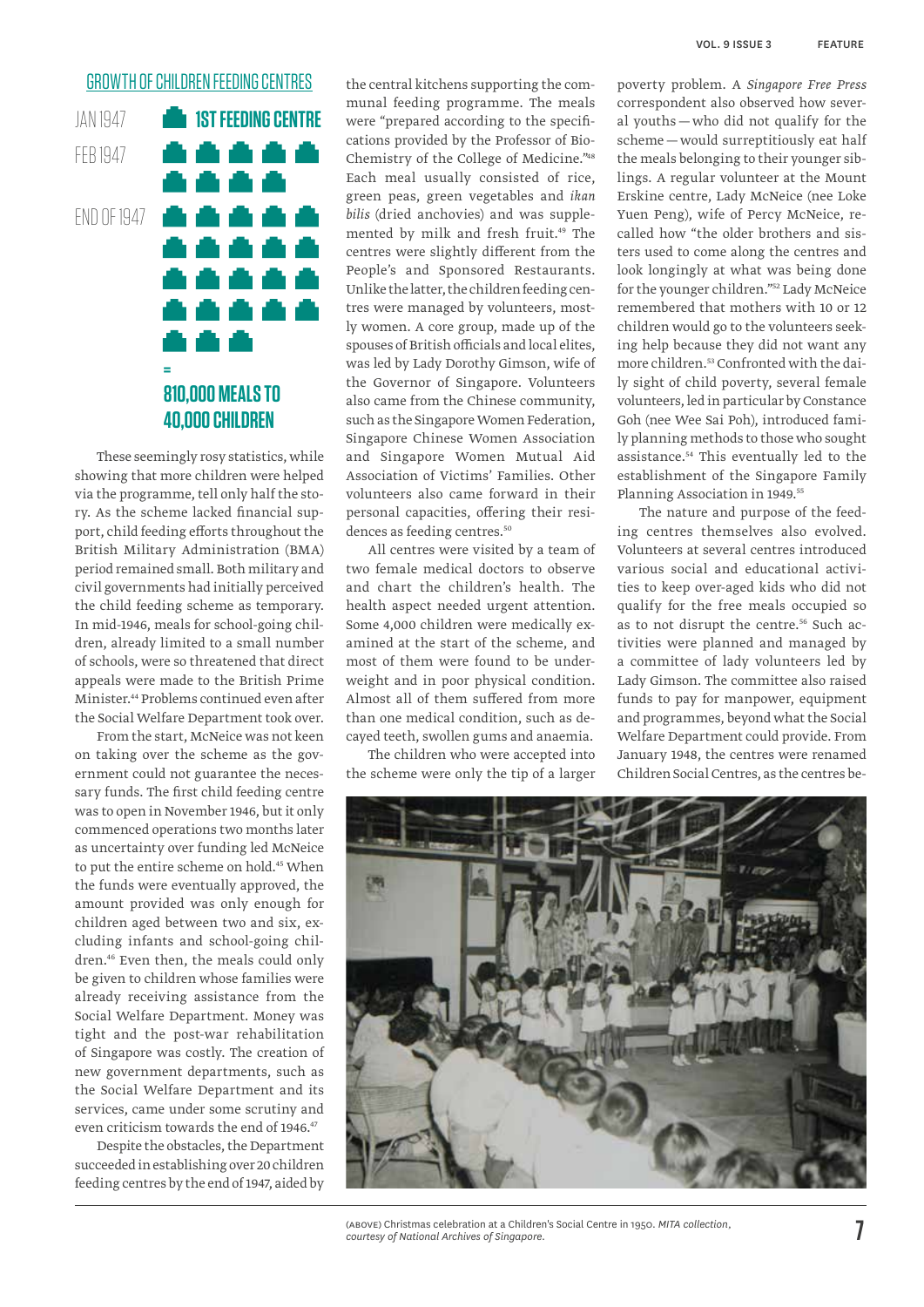## GROWTH OF CHILDREN FEEDING CENTRES

JAN 1947 — 1ST FEEDING CENTRE

FEB 1947

END OF 1947

=

**810,000 MEALS TO 40,000 CHILDREN**

These seemingly rosy statistics, while showing that more children were helped via the programme, tell only half the story. As the scheme lacked financial support, child feeding efforts throughout the British Military Administration (BMA) period remained small. Both military and civil governments had initially perceived the child feeding scheme as temporary. In mid-1946, meals for school-going children, already limited to a small number of schools, were so threatened that direct appeals were made to the British Prime Minister.[44] Problems continued even after the Social Welfare Department took over.

From the start, McNeice was not keen on taking over the scheme as the government could not guarantee the necessary funds. The first child feeding centre was to open in November 1946, but it only commenced operations two months later as uncertainty over funding led McNeice to put the entire scheme on hold.[45] When the funds were eventually approved, the amount provided was only enough for children aged between two and six, excluding infants and school-going children.[46] Even then, the meals could only be given to children whose families were already receiving assistance from the Social Welfare Department. Money was tight and the post-war rehabilitation of Singapore was costly. The creation of new government departments, such as the Social Welfare Department and its services, came under some scrutiny and even criticism towards the end of 1946.[47]

Despite the obstacles, the Department succeeded in establishing over 20 children feeding centres by the end of 1947, aided by the central kitchens supporting the communal feeding programme. The meals were "prepared according to the specifications provided by the Professor of Bio-Chemistry of the College of Medicine."[48] Each meal usually consisted of rice, green peas, green vegetables and *ikan bilis* (dried anchovies) and was supplemented by milk and fresh fruit.[49] The centres were slightly different from the People's and Sponsored Restaurants. Unlike the latter, the children feeding centres were managed by volunteers, mostly women. A core group, made up of the spouses of British officials and local elites, was led by Lady Dorothy Gimson, wife of the Governor of Singapore. Volunteers also came from the Chinese community, such as the Singapore Women Federation, Singapore Chinese Women Association and Singapore Women Mutual Aid Association of Victims' Families. Other volunteers also came forward in their personal capacities, offering their residences as feeding centres.[50]

All centres were visited by a team of two female medical doctors to observe and chart the children's health. The health aspect needed urgent attention. Some 4,000 children were medically examined at the start of the scheme, and most of them were found to be underweight and in poor physical condition. Almost all of them suffered from more than one medical condition, such as decayed teeth, swollen gums and anaemia.

The children who were accepted into the scheme were only the tip of a larger poverty problem. A *Singapore Free Press* correspondent also observed how several youths — who did not qualify for the scheme — would surreptitiously eat half the meals belonging to their younger siblings. A regular volunteer at the Mount Erskine centre, Lady McNeice (nee Loke Yuen Peng), wife of Percy McNeice, recalled how "the older brothers and sisters used to come along the centres and look longingly at what was being done for the younger children."[52] Lady McNeice remembered that mothers with 10 or 12 children would go to the volunteers seeking help because they did not want any more children.[53] Confronted with the daily sight of child poverty, several female volunteers, led in particular by Constance Goh (nee Wee Sai Poh), introduced family planning methods to those who sought assistance.[54] This eventually led to the establishment of the Singapore Family Planning Association in 1949.[55]

The nature and purpose of the feeding centres themselves also evolved. Volunteers at several centres introduced various social and educational activities to keep over-aged kids who did not qualify for the free meals occupied so as to not disrupt the centre.[56] Such activities were planned and managed by a committee of lady volunteers led by Lady Gimson. The committee also raised funds to pay for manpower, equipment and programmes, beyond what the Social Welfare Department could provide. From January 1948, the centres were renamed Children Social Centres, as the centres be-

(ABOVE) Christmas celebration at a Children's Social Centre in 1950. *MITA collection, courtesy of National Archives of Singapore.*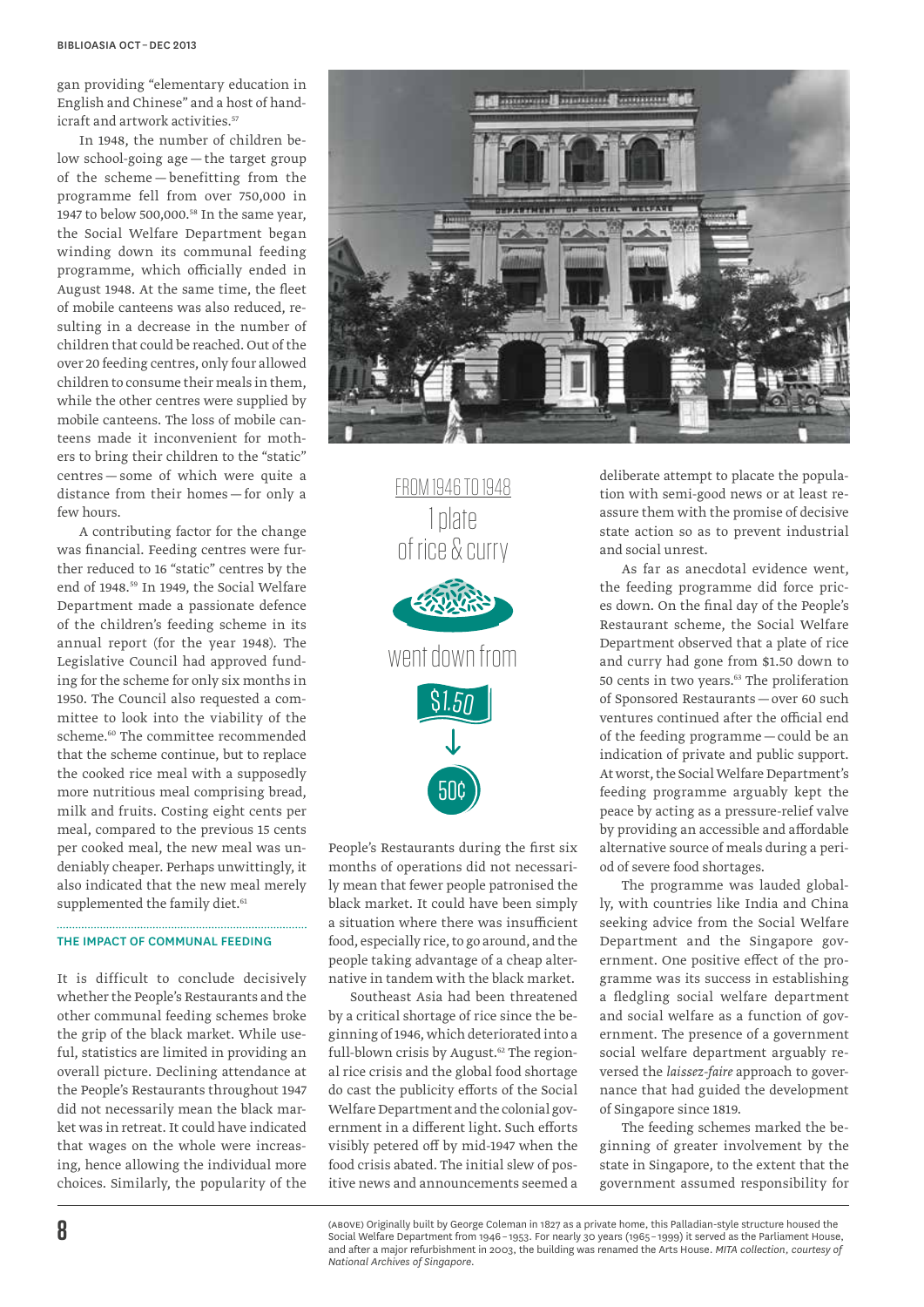gan providing "elementary education in English and Chinese" and a host of handicraft and artwork activities.[57]

In 1948, the number of children below school-going age — the target group of the scheme — benefitting from the programme fell from over 750,000 in 1947 to below 500,000.[58] In the same year, the Social Welfare Department began winding down its communal feeding programme, which officially ended in August 1948. At the same time, the fleet of mobile canteens was also reduced, resulting in a decrease in the number of children that could be reached. Out of the over 20 feeding centres, only four allowed children to consume their meals in them, while the other centres were supplied by mobile canteens. The loss of mobile canteens made it inconvenient for mothers to bring their children to the "static" centres — some of which were quite a distance from their homes — for only a few hours.

A contributing factor for the change was financial. Feeding centres were further reduced to 16 "static" centres by the end of 1948.[59] In 1949, the Social Welfare Department made a passionate defence of the children's feeding scheme in its annual report (for the year 1948). The Legislative Council had approved funding for the scheme for only six months in 1950. The Council also requested a committee to look into the viability of the scheme.[60] The committee recommended that the scheme continue, but to replace the cooked rice meal with a supposedly more nutritious meal comprising bread, milk and fruits. Costing eight cents per meal, compared to the previous 15 cents per cooked meal, the new meal was undeniably cheaper. Perhaps unwittingly, it also indicated that the new meal merely supplemented the family diet.[61]

## THE IMPACT OF COMMUNAL FEEDING

It is difficult to conclude decisively whether the People's Restaurants and the other communal feeding schemes broke the grip of the black market. While useful, statistics are limited in providing an overall picture. Declining attendance at the People's Restaurants throughout 1947 did not necessarily mean the black market was in retreat. It could have indicated that wages on the whole were increasing, hence allowing the individual more choices. Similarly, the popularity of the People's Restaurants during the first six months of operations did not necessarily mean that fewer people patronised the black market. It could have been simply a situation where there was insufficient food, especially rice, to go around, and the people taking advantage of a cheap alternative in tandem with the black market.

Southeast Asia had been threatened by a critical shortage of rice since the beginning of 1946, which deteriorated into a full-blown crisis by August.[62] The regional rice crisis and the global food shortage do cast the publicity efforts of the Social Welfare Department and the colonial government in a different light. Such efforts visibly petered off by mid-1947 when the food crisis abated. The initial slew of positive news and announcements seemed a deliberate attempt to placate the population with semi-good news or at least reassure them with the promise of decisive state action so as to prevent industrial and social unrest.

As far as anecdotal evidence went, the feeding programme did force prices down. On the final day of the People's Restaurant scheme, the Social Welfare Department observed that a plate of rice and curry had gone from $1.50 down to 50 cents in two years.[63] The proliferation of Sponsored Restaurants — over 60 such ventures continued after the official end of the feeding programme — could be an indication of private and public support. At worst, the Social Welfare Department's feeding programme arguably kept the peace by acting as a pressure-relief valve by providing an accessible and affordable alternative source of meals during a period of severe food shortages.

The programme was lauded globally, with countries like India and China seeking advice from the Social Welfare Department and the Singapore government. One positive effect of the programme was its success in establishing a fledgling social welfare department and social welfare as a function of government. The presence of a government social welfare department arguably reversed the *laissez-faire* approach to governance that had guided the development of Singapore since 1819.

The feeding schemes marked the beginning of greater involvement by the state in Singapore, to the extent that the government assumed responsibility for

FROM 1946 TO 1948
1 plate of rice & curry went down from $1.50 ↓ 50¢

(ABOVE) Originally built by George Coleman in 1827 as a private home, this Palladian-style structure housed the Social Welfare Department from 1946 – 1953. For nearly 30 years (1965 – 1999) it served as the Parliament House, and after a major refurbishment in 2003, the building was renamed the Arts House. *MITA collection, courtesy of National Archives of Singapore.*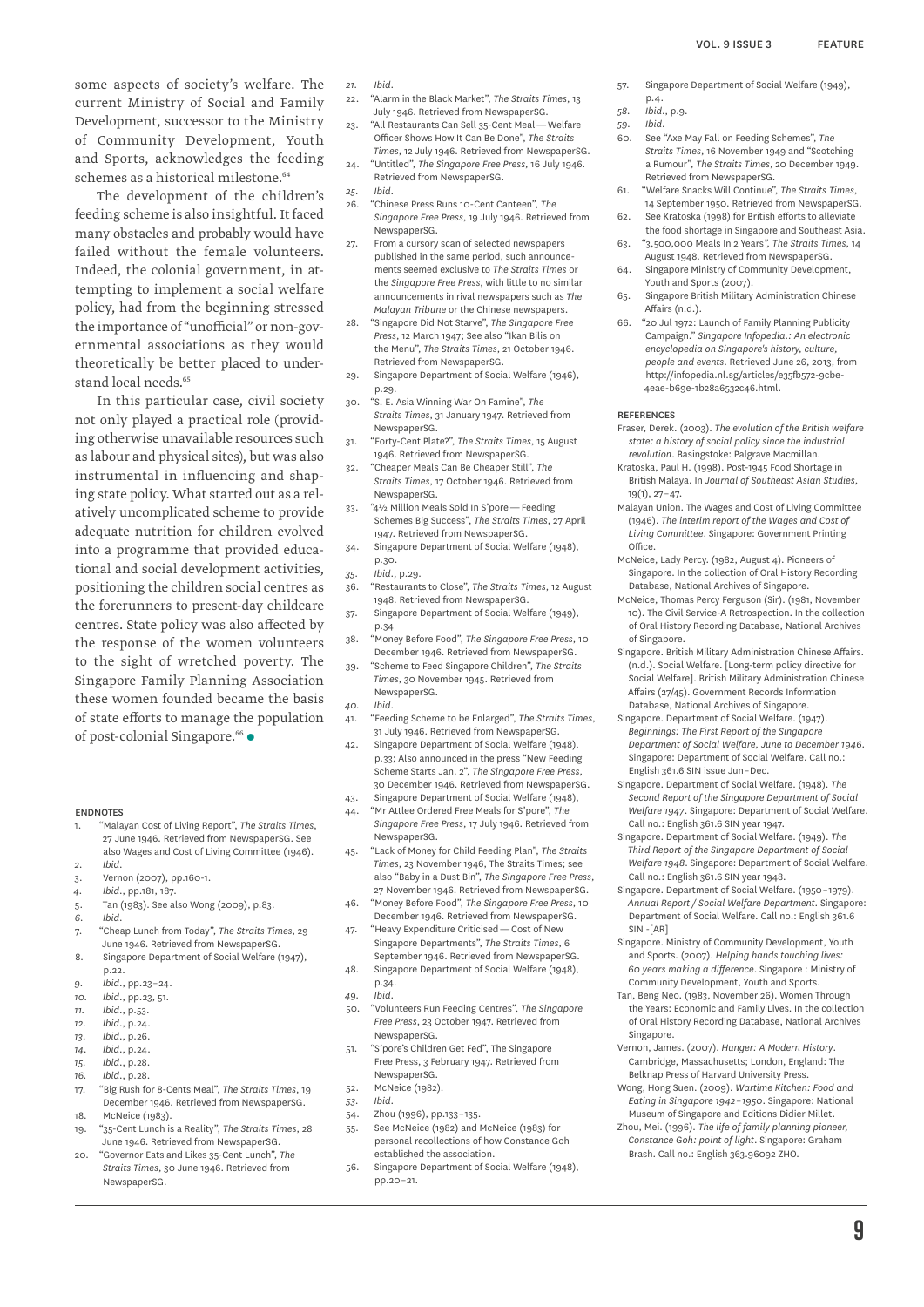some aspects of society's welfare. The current Ministry of Social and Family Development, successor to the Ministry of Community Development, Youth and Sports, acknowledges the feeding schemes as a historical milestone.[64]

The development of the children's feeding scheme is also insightful. It faced many obstacles and probably would have failed without the female volunteers. Indeed, the colonial government, in attempting to implement a social welfare policy, had from the beginning stressed the importance of "unofficial" or non-governmental associations as they would theoretically be better placed to understand local needs.[65]

In this particular case, civil society not only played a practical role (providing otherwise unavailable resources such as labour and physical sites), but was also instrumental in influencing and shaping state policy. What started out as a relatively uncomplicated scheme to provide adequate nutrition for children evolved into a programme that provided educational and social development activities, positioning the children social centres as the forerunners to present-day childcare centres. State policy was also affected by the response of the women volunteers to the sight of wretched poverty. The Singapore Family Planning Association these women founded became the basis of state efforts to manage the population of post-colonial Singapore.[66] ●

#### ENDNOTES

1. "Malayan Cost of Living Report", *The Straits Times*, 27 June 1946. Retrieved from NewspaperSG. See also Wages and Cost of Living Committee (1946).
2. *Ibid.*
3. Vernon (2007), pp.160-1.
4. *Ibid.*, pp.181, 187.
5. Tan (1983). See also Wong (2009), p.83.
6. *Ibid.*
7. "Cheap Lunch from Today", *The Straits Times*, 29 June 1946. Retrieved from NewspaperSG.
8. Singapore Department of Social Welfare (1947), p.22.
9. *Ibid.*, pp.23–24.
10. *Ibid.*, pp.23, 51.
11. *Ibid.*, p.53.
12. *Ibid.*, p.24.
13. *Ibid.*, p.26.
14. *Ibid.*, p.24.
15. *Ibid.*, p.28.
16. *Ibid.*, p.28.
17. "Big Rush for 8-Cents Meal", *The Straits Times*, 19 December 1946. Retrieved from NewspaperSG.
18. McNeice (1983).
19. "35-Cent Lunch is a Reality", *The Straits Times*, 28 June 1946. Retrieved from NewspaperSG.
20. "Governor Eats and Likes 35-Cent Lunch", *The Straits Times*, 30 June 1946. Retrieved from NewspaperSG.
21. *Ibid.*
22. "Alarm in the Black Market", *The Straits Times*, 13 July 1946. Retrieved from NewspaperSG.
23. "All Restaurants Can Sell 35-Cent Meal — Welfare Officer Shows How It Can Be Done", *The Straits Times*, 12 July 1946. Retrieved from NewspaperSG.
24. "Untitled", *The Singapore Free Press*, 16 July 1946. Retrieved from NewspaperSG.
25. *Ibid.*
26. "Chinese Press Runs 10-Cent Canteen", *The Singapore Free Press*, 19 July 1946. Retrieved from NewspaperSG.
27. From a cursory scan of selected newspapers published in the same period, such announcements seemed exclusive to *The Straits Times* or the *Singapore Free Press*, with little to no similar announcements in rival newspapers such as *The Malayan Tribune* or the Chinese newspapers.
28. "Singapore Did Not Starve", *The Singapore Free Press*, 12 March 1947; See also "Ikan Bilis on the Menu", *The Straits Times*, 21 October 1946. Retrieved from NewspaperSG.
29. Singapore Department of Social Welfare (1946), p.29.
30. "S. E. Asia Winning War On Famine", *The Straits Times*, 31 January 1947. Retrieved from NewspaperSG.
31. "Forty-Cent Plate?", *The Straits Times*, 15 August 1946. Retrieved from NewspaperSG.
32. "Cheaper Meals Can Be Cheaper Still", *The Straits Times*, 17 October 1946. Retrieved from NewspaperSG.
33. "4½ Million Meals Sold In S'pore — Feeding Schemes Big Success", *The Straits Times*, 27 April 1947. Retrieved from NewspaperSG.
34. Singapore Department of Social Welfare (1948), p.30.
35. *Ibid.*, p.29.
36. "Restaurants to Close", *The Straits Times*, 12 August 1948. Retrieved from NewspaperSG.
37. Singapore Department of Social Welfare (1949), p.34
38. "Money Before Food", *The Singapore Free Press*, 10 December 1946. Retrieved from NewspaperSG.
39. "Scheme to Feed Singapore Children", *The Straits Times*, 30 November 1945. Retrieved from NewspaperSG.
40. *Ibid.*
41. "Feeding Scheme to be Enlarged", *The Straits Times*, 31 July 1946. Retrieved from NewspaperSG.
42. Singapore Department of Social Welfare (1948), p.33; Also announced in the press "New Feeding Scheme Starts Jan. 2", *The Singapore Free Press*, 30 December 1946. Retrieved from NewspaperSG.
43. Singapore Department of Social Welfare (1948),
44. "Mr Attlee Ordered Free Meals for S'pore", *The Singapore Free Press*, 17 July 1946. Retrieved from NewspaperSG.
45. "Lack of Money for Child Feeding Plan", *The Straits Times*, 23 November 1946, The Straits Times; see also "Baby in a Dust Bin", *The Singapore Free Press*, 27 November 1946. Retrieved from NewspaperSG.
46. "Money Before Food", *The Singapore Free Press*, 10 December 1946. Retrieved from NewspaperSG.
47. "Heavy Expenditure Criticised — Cost of New Singapore Departments", *The Straits Times*, 6 September 1946. Retrieved from NewspaperSG.
48. Singapore Department of Social Welfare (1948), p.34.
49. *Ibid.*
50. "Volunteers Run Feeding Centres", *The Singapore Free Press*, 23 October 1947. Retrieved from NewspaperSG.
51. "S'pore's Children Get Fed", The Singapore Free Press, 3 February 1947. Retrieved from NewspaperSG.
52. McNeice (1982).
53. *Ibid.*
54. Zhou (1996), pp.133–135.
55. See McNeice (1982) and McNeice (1983) for personal recollections of how Constance Goh established the association.
56. Singapore Department of Social Welfare (1948), pp.20–21.
57. Singapore Department of Social Welfare (1949), p.4.
58. *Ibid.*, p.9.
59. *Ibid.*
60. See "Axe May Fall on Feeding Schemes", *The Straits Times*, 16 November 1949 and "Scotching a Rumour", *The Straits Times*, 20 December 1949. Retrieved from NewspaperSG.
61. "Welfare Snacks Will Continue", *The Straits Times*, 14 September 1950. Retrieved from NewspaperSG.
62. See Kratoska (1998) for British efforts to alleviate the food shortage in Singapore and Southeast Asia.
63. "3,500,000 Meals In 2 Years", *The Straits Times*, 14 August 1948. Retrieved from NewspaperSG.
64. Singapore Ministry of Community Development, Youth and Sports (2007).
65. Singapore British Military Administration Chinese Affairs (n.d.).
66. "20 Jul 1972: Launch of Family Planning Publicity Campaign." *Singapore Infopedia.: An electronic encyclopedia on Singapore's history, culture, people and events*. Retrieved June 26, 2013, from http://infopedia.nl.sg/articles/e35fb572-9cbe-4eae-b69e-1b28a6532c46.html.

#### REFERENCES

Fraser, Derek. (2003). *The evolution of the British welfare state: a history of social policy since the industrial revolution*. Basingstoke: Palgrave Macmillan.

Kratoska, Paul H. (1998). Post-1945 Food Shortage in British Malaya. In *Journal of Southeast Asian Studies*, 19(1), 27–47.

Malayan Union. The Wages and Cost of Living Committee (1946). *The interim report of the Wages and Cost of Living Committee*. Singapore: Government Printing Office.

McNeice, Lady Percy. (1982, August 4). Pioneers of Singapore. In the collection of Oral History Recording Database, National Archives of Singapore.

McNeice, Thomas Percy Ferguson (Sir). (1981, November 10). The Civil Service-A Retrospection. In the collection of Oral History Recording Database, National Archives of Singapore.

Singapore. British Military Administration Chinese Affairs. (n.d.). Social Welfare. [Long-term policy directive for Social Welfare]. British Military Administration Chinese Affairs (27/45). Government Records Information Database, National Archives of Singapore.

Singapore. Department of Social Welfare. (1947). *Beginnings: The First Report of the Singapore Department of Social Welfare, June to December 1946*. Singapore: Department of Social Welfare. Call no.: English 361.6 SIN issue Jun–Dec.

Singapore. Department of Social Welfare. (1948). *The Second Report of the Singapore Department of Social Welfare 1947*. Singapore: Department of Social Welfare. Call no.: English 361.6 SIN year 1947.

Singapore. Department of Social Welfare. (1949). *The Third Report of the Singapore Department of Social Welfare 1948*. Singapore: Department of Social Welfare. Call no.: English 361.6 SIN year 1948.

Singapore. Department of Social Welfare. (1950–1979). *Annual Report / Social Welfare Department*. Singapore: Department of Social Welfare. Call no.: English 361.6 SIN -[AR]

Singapore. Ministry of Community Development, Youth and Sports. (2007). *Helping hands touching lives: 60 years making a difference*. Singapore : Ministry of Community Development, Youth and Sports.

Tan, Beng Neo. (1983, November 26). Women Through the Years: Economic and Family Lives. In the collection of Oral History Recording Database, National Archives Singapore.

Vernon, James. (2007). *Hunger: A Modern History*. Cambridge, Massachusetts; London, England: The Belknap Press of Harvard University Press.

Wong, Hong Suen. (2009). *Wartime Kitchen: Food and Eating in Singapore 1942–1950*. Singapore: National Museum of Singapore and Editions Didier Millet.

Zhou, Mei. (1996). *The life of family planning pioneer, Constance Goh: point of light*. Singapore: Graham Brash. Call no.: English 363.96092 ZHO.